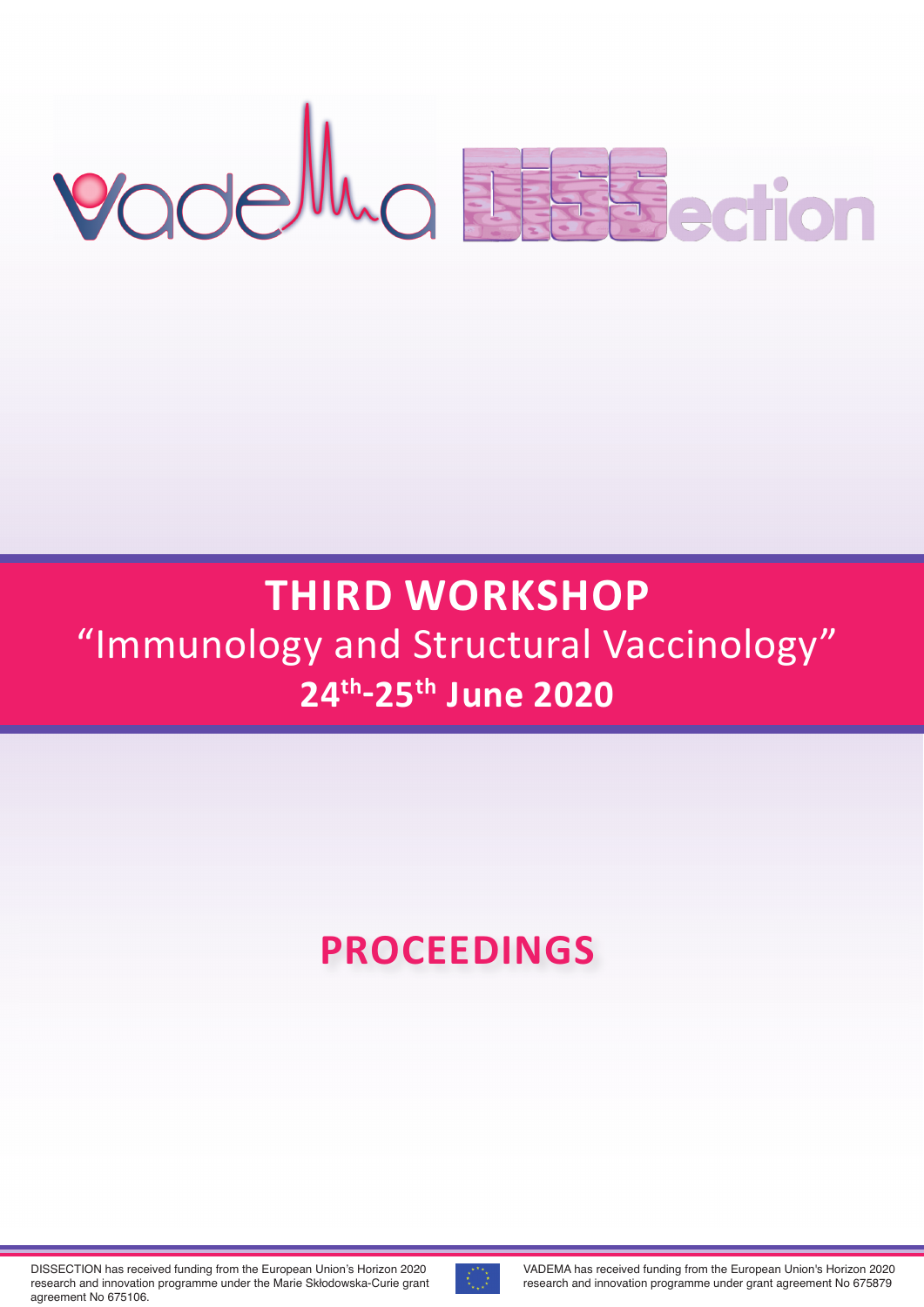VADEMA DISSection

# THIRD WORKSHOP

## "Immunology and Structural Vaccinology"

## 24th-25th June 2020

# PROCEEDINGS

DISSECTION has received funding from the European Union's Horizon 2020 research and innovation programme under the Marie Skłodowska-Curie grant agreement No 675106.

VADEMA has received funding from the European Union's Horizon 2020 research and innovation programme under grant agreement No 675879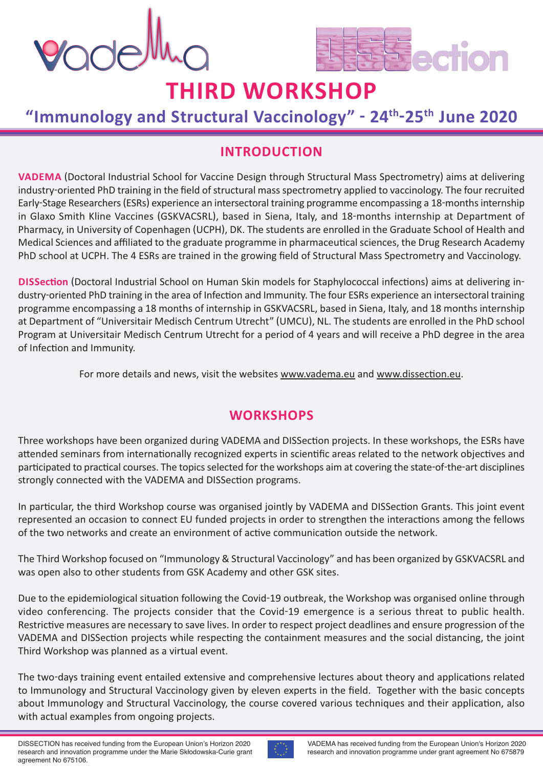# THIRD WORKSHOP

## “Immunology and Structural Vaccinology” - 24th-25th June 2020

## INTRODUCTION

**VADEMA** (Doctoral Industrial School for Vaccine Design through Structural Mass Spectrometry) aims at delivering industry-oriented PhD training in the field of structural mass spectrometry applied to vaccinology. The four recruited Early-Stage Researchers (ESRs) experience an intersectoral training programme encompassing a 18-months internship in Glaxo Smith Kline Vaccines (GSKVACSRL), based in Siena, Italy, and 18-months internship at Department of Pharmacy, in University of Copenhagen (UCPH), DK. The students are enrolled in the Graduate School of Health and Medical Sciences and affiliated to the graduate programme in pharmaceutical sciences, the Drug Research Academy PhD school at UCPH. The 4 ESRs are trained in the growing field of Structural Mass Spectrometry and Vaccinology.

**DISSection** (Doctoral Industrial School on Human Skin models for Staphylococcal infections) aims at delivering industry-oriented PhD training in the area of Infection and Immunity. The four ESRs experience an intersectoral training programme encompassing a 18 months of internship in GSKVACSRL, based in Siena, Italy, and 18 months internship at Department of “Universitair Medisch Centrum Utrecht” (UMCU), NL. The students are enrolled in the PhD school Program at Universitair Medisch Centrum Utrecht for a period of 4 years and will receive a PhD degree in the area of Infection and Immunity.

For more details and news, visit the websites www.vadema.eu and www.dissection.eu.

## WORKSHOPS

Three workshops have been organized during VADEMA and DISSection projects. In these workshops, the ESRs have attended seminars from internationally recognized experts in scientific areas related to the network objectives and participated to practical courses. The topics selected for the workshops aim at covering the state-of-the-art disciplines strongly connected with the VADEMA and DISSection programs.

In particular, the third Workshop course was organised jointly by VADEMA and DISSection Grants. This joint event represented an occasion to connect EU funded projects in order to strengthen the interactions among the fellows of the two networks and create an environment of active communication outside the network.

The Third Workshop focused on “Immunology & Structural Vaccinology” and has been organized by GSKVACSRL and was open also to other students from GSK Academy and other GSK sites.

Due to the epidemiological situation following the Covid-19 outbreak, the Workshop was organised online through video conferencing. The projects consider that the Covid-19 emergence is a serious threat to public health. Restrictive measures are necessary to save lives. In order to respect project deadlines and ensure progression of the VADEMA and DISSection projects while respecting the containment measures and the social distancing, the joint Third Workshop was planned as a virtual event.

The two-days training event entailed extensive and comprehensive lectures about theory and applications related to Immunology and Structural Vaccinology given by eleven experts in the field. Together with the basic concepts about Immunology and Structural Vaccinology, the course covered various techniques and their application, also with actual examples from ongoing projects.

DISSECTION has received funding from the European Union’s Horizon 2020 research and innovation programme under the Marie Skłodowska-Curie grant agreement No 675106.

VADEMA has received funding from the European Union’s Horizon 2020 research and innovation programme under grant agreement No 675879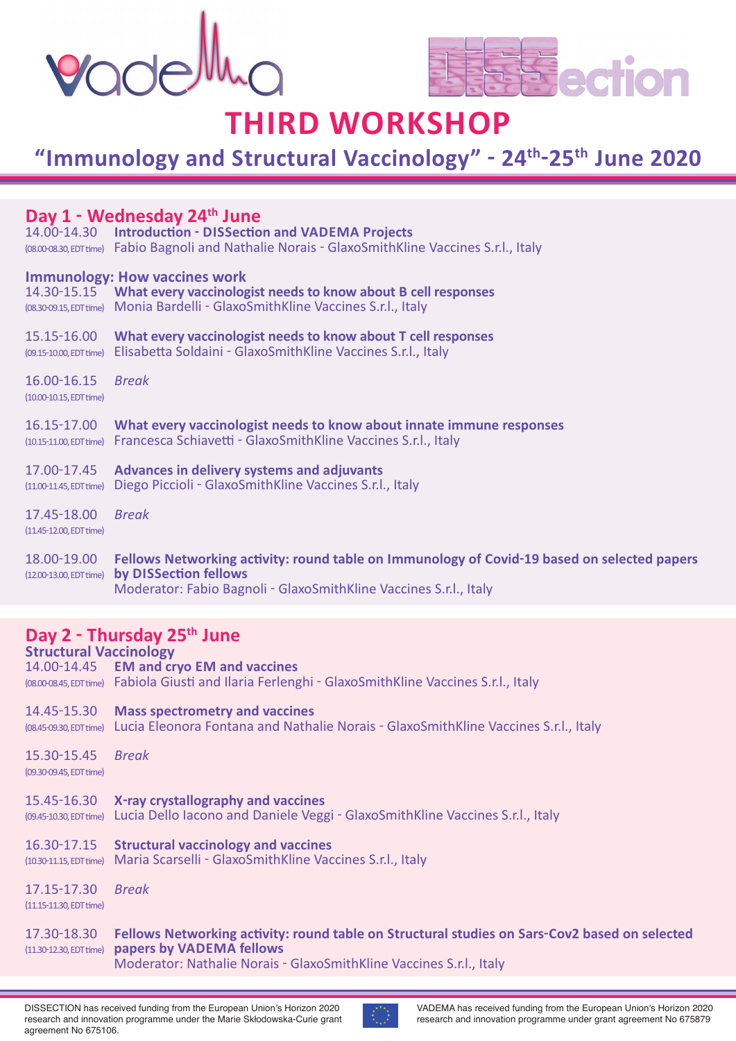# THIRD WORKSHOP

## "Immunology and Structural Vaccinology" - 24th-25th June 2020

## Day 1 - Wednesday 24th June

14.00-14.30 (08.00-08.30, EDT time) **Introduction - DISSection and VADEMA Projects**
Fabio Bagnoli and Nathalie Norais - GlaxoSmithKline Vaccines S.r.l., Italy

### Immunology: How vaccines work

14.30-15.15 (08.30-09.15, EDT time) **What every vaccinologist needs to know about B cell responses**
Monia Bardelli - GlaxoSmithKline Vaccines S.r.l., Italy

15.15-16.00 (09.15-10.00, EDT time) **What every vaccinologist needs to know about T cell responses**
Elisabetta Soldaini - GlaxoSmithKline Vaccines S.r.l., Italy

16.00-16.15 (10.00-10.15, EDT time) *Break*

16.15-17.00 (10.15-11.00, EDT time) **What every vaccinologist needs to know about innate immune responses**
Francesca Schiavetti - GlaxoSmithKline Vaccines S.r.l., Italy

17.00-17.45 (11.00-11.45, EDT time) **Advances in delivery systems and adjuvants**
Diego Piccioli - GlaxoSmithKline Vaccines S.r.l., Italy

17.45-18.00 (11.45-12.00, EDT time) *Break*

18.00-19.00 (12.00-13.00, EDT time) **Fellows Networking activity: round table on Immunology of Covid-19 based on selected papers by DISSection fellows**
Moderator: Fabio Bagnoli - GlaxoSmithKline Vaccines S.r.l., Italy

## Day 2 - Thursday 25th June

### Structural Vaccinology

14.00-14.45 (08.00-08.45, EDT time) **EM and cryo EM and vaccines**
Fabiola Giusti and Ilaria Ferlenghi - GlaxoSmithKline Vaccines S.r.l., Italy

14.45-15.30 (08.45-09.30, EDT time) **Mass spectrometry and vaccines**
Lucia Eleonora Fontana and Nathalie Norais - GlaxoSmithKline Vaccines S.r.l., Italy

15.30-15.45 (09.30-09.45, EDT time) *Break*

15.45-16.30 (09.45-10.30, EDT time) **X-ray crystallography and vaccines**
Lucia Dello Iacono and Daniele Veggi - GlaxoSmithKline Vaccines S.r.l., Italy

16.30-17.15 (10.30-11.15, EDT time) **Structural vaccinology and vaccines**
Maria Scarselli - GlaxoSmithKline Vaccines S.r.l., Italy

17.15-17.30 (11.15-11.30, EDT time) *Break*

17.30-18.30 (11.30-12.30, EDT time) **Fellows Networking activity: round table on Structural studies on Sars-Cov2 based on selected papers by VADEMA fellows**
Moderator: Nathalie Norais - GlaxoSmithKline Vaccines S.r.l., Italy

DISSECTION has received funding from the European Union's Horizon 2020 research and innovation programme under the Marie Skłodowska-Curie grant agreement No 675106.

VADEMA has received funding from the European Union's Horizon 2020 research and innovation programme under grant agreement No 675879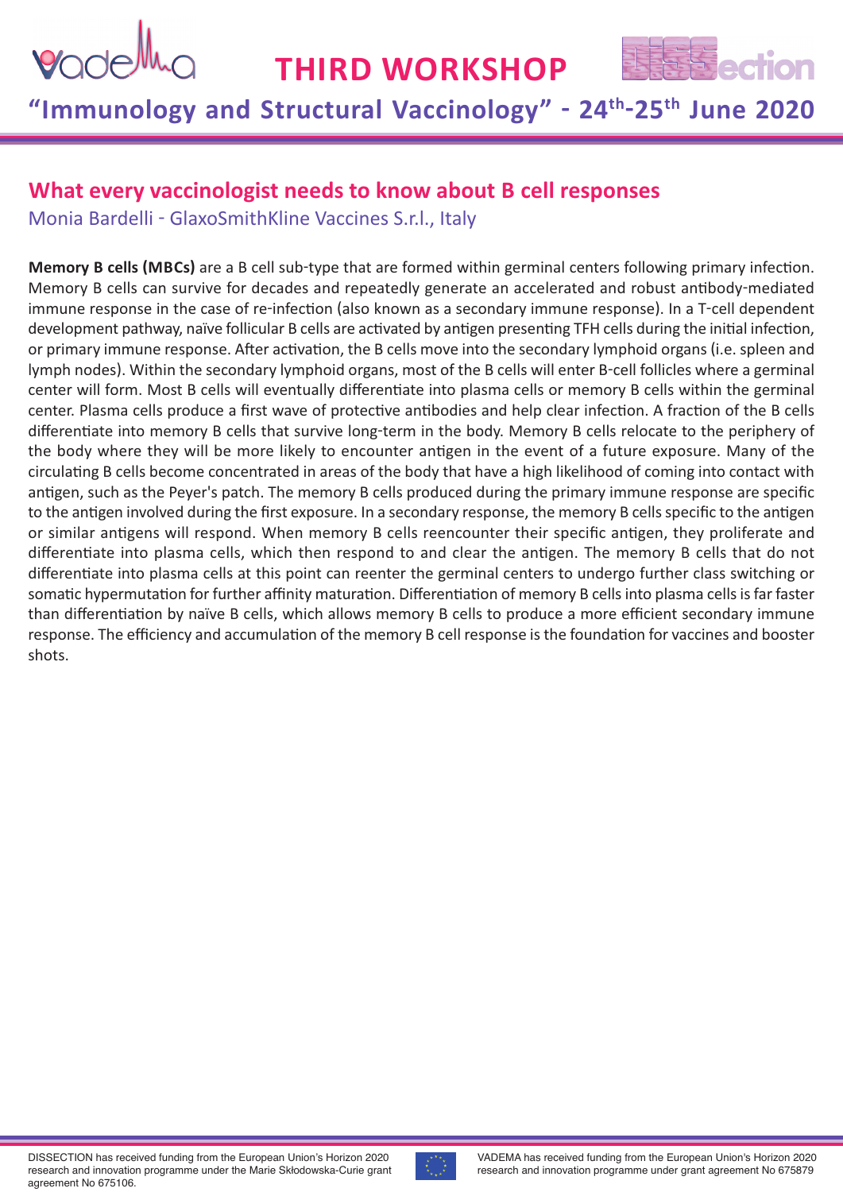## What every vaccinologist needs to know about B cell responses

Monia Bardelli - GlaxoSmithKline Vaccines S.r.l., Italy

**Memory B cells (MBCs)** are a B cell sub-type that are formed within germinal centers following primary infection. Memory B cells can survive for decades and repeatedly generate an accelerated and robust antibody-mediated immune response in the case of re-infection (also known as a secondary immune response). In a T-cell dependent development pathway, naïve follicular B cells are activated by antigen presenting TFH cells during the initial infection, or primary immune response. After activation, the B cells move into the secondary lymphoid organs (i.e. spleen and lymph nodes). Within the secondary lymphoid organs, most of the B cells will enter B-cell follicles where a germinal center will form. Most B cells will eventually differentiate into plasma cells or memory B cells within the germinal center. Plasma cells produce a first wave of protective antibodies and help clear infection. A fraction of the B cells differentiate into memory B cells that survive long-term in the body. Memory B cells relocate to the periphery of the body where they will be more likely to encounter antigen in the event of a future exposure. Many of the circulating B cells become concentrated in areas of the body that have a high likelihood of coming into contact with antigen, such as the Peyer's patch. The memory B cells produced during the primary immune response are specific to the antigen involved during the first exposure. In a secondary response, the memory B cells specific to the antigen or similar antigens will respond. When memory B cells reencounter their specific antigen, they proliferate and differentiate into plasma cells, which then respond to and clear the antigen. The memory B cells that do not differentiate into plasma cells at this point can reenter the germinal centers to undergo further class switching or somatic hypermutation for further affinity maturation. Differentiation of memory B cells into plasma cells is far faster than differentiation by naïve B cells, which allows memory B cells to produce a more efficient secondary immune response. The efficiency and accumulation of the memory B cell response is the foundation for vaccines and booster shots.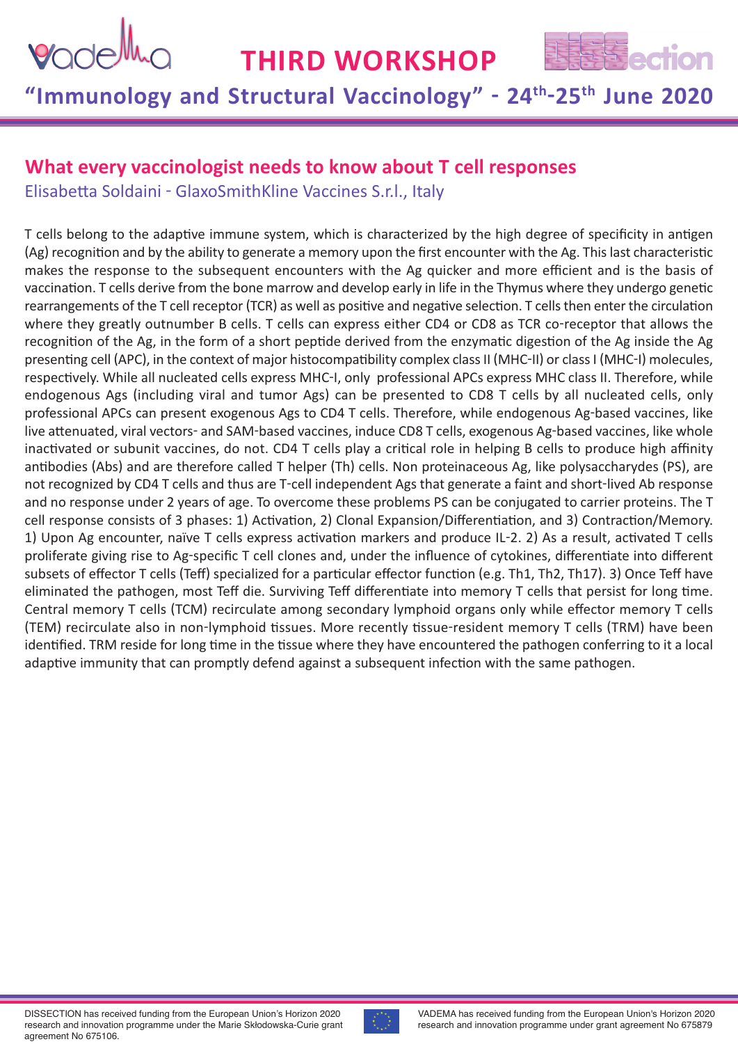## What every vaccinologist needs to know about T cell responses

Elisabetta Soldaini - GlaxoSmithKline Vaccines S.r.l., Italy

T cells belong to the adaptive immune system, which is characterized by the high degree of specificity in antigen (Ag) recognition and by the ability to generate a memory upon the first encounter with the Ag. This last characteristic makes the response to the subsequent encounters with the Ag quicker and more efficient and is the basis of vaccination. T cells derive from the bone marrow and develop early in life in the Thymus where they undergo genetic rearrangements of the T cell receptor (TCR) as well as positive and negative selection. T cells then enter the circulation where they greatly outnumber B cells. T cells can express either CD4 or CD8 as TCR co-receptor that allows the recognition of the Ag, in the form of a short peptide derived from the enzymatic digestion of the Ag inside the Ag presenting cell (APC), in the context of major histocompatibility complex class II (MHC-II) or class I (MHC-I) molecules, respectively. While all nucleated cells express MHC-I, only professional APCs express MHC class II. Therefore, while endogenous Ags (including viral and tumor Ags) can be presented to CD8 T cells by all nucleated cells, only professional APCs can present exogenous Ags to CD4 T cells. Therefore, while endogenous Ag-based vaccines, like live attenuated, viral vectors- and SAM-based vaccines, induce CD8 T cells, exogenous Ag-based vaccines, like whole inactivated or subunit vaccines, do not. CD4 T cells play a critical role in helping B cells to produce high affinity antibodies (Abs) and are therefore called T helper (Th) cells. Non proteinaceous Ag, like polysaccharydes (PS), are not recognized by CD4 T cells and thus are T-cell independent Ags that generate a faint and short-lived Ab response and no response under 2 years of age. To overcome these problems PS can be conjugated to carrier proteins. The T cell response consists of 3 phases: 1) Activation, 2) Clonal Expansion/Differentiation, and 3) Contraction/Memory. 1) Upon Ag encounter, naïve T cells express activation markers and produce IL-2. 2) As a result, activated T cells proliferate giving rise to Ag-specific T cell clones and, under the influence of cytokines, differentiate into different subsets of effector T cells (Teff) specialized for a particular effector function (e.g. Th1, Th2, Th17). 3) Once Teff have eliminated the pathogen, most Teff die. Surviving Teff differentiate into memory T cells that persist for long time. Central memory T cells (TCM) recirculate among secondary lymphoid organs only while effector memory T cells (TEM) recirculate also in non-lymphoid tissues. More recently tissue-resident memory T cells (TRM) have been identified. TRM reside for long time in the tissue where they have encountered the pathogen conferring to it a local adaptive immunity that can promptly defend against a subsequent infection with the same pathogen.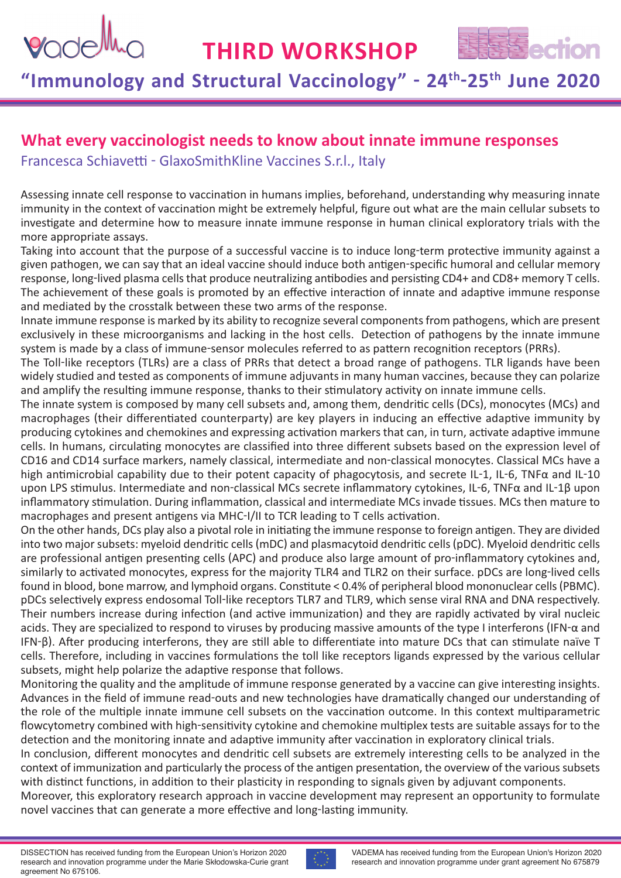# What every vaccinologist needs to know about innate immune responses

Francesca Schiavetti - GlaxoSmithKline Vaccines S.r.l., Italy

Assessing innate cell response to vaccination in humans implies, beforehand, understanding why measuring innate immunity in the context of vaccination might be extremely helpful, figure out what are the main cellular subsets to investigate and determine how to measure innate immune response in human clinical exploratory trials with the more appropriate assays.

Taking into account that the purpose of a successful vaccine is to induce long-term protective immunity against a given pathogen, we can say that an ideal vaccine should induce both antigen-specific humoral and cellular memory response, long-lived plasma cells that produce neutralizing antibodies and persisting CD4+ and CD8+ memory T cells. The achievement of these goals is promoted by an effective interaction of innate and adaptive immune response and mediated by the crosstalk between these two arms of the response.

Innate immune response is marked by its ability to recognize several components from pathogens, which are present exclusively in these microorganisms and lacking in the host cells. Detection of pathogens by the innate immune system is made by a class of immune-sensor molecules referred to as pattern recognition receptors (PRRs).

The Toll-like receptors (TLRs) are a class of PRRs that detect a broad range of pathogens. TLR ligands have been widely studied and tested as components of immune adjuvants in many human vaccines, because they can polarize and amplify the resulting immune response, thanks to their stimulatory activity on innate immune cells.

The innate system is composed by many cell subsets and, among them, dendritic cells (DCs), monocytes (MCs) and macrophages (their differentiated counterparty) are key players in inducing an effective adaptive immunity by producing cytokines and chemokines and expressing activation markers that can, in turn, activate adaptive immune cells. In humans, circulating monocytes are classified into three different subsets based on the expression level of CD16 and CD14 surface markers, namely classical, intermediate and non-classical monocytes. Classical MCs have a high antimicrobial capability due to their potent capacity of phagocytosis, and secrete IL-1, IL-6, TNFα and IL-10 upon LPS stimulus. Intermediate and non-classical MCs secrete inflammatory cytokines, IL-6, TNFα and IL-1β upon inflammatory stimulation. During inflammation, classical and intermediate MCs invade tissues. MCs then mature to macrophages and present antigens via MHC-I/II to TCR leading to T cells activation.

On the other hands, DCs play also a pivotal role in initiating the immune response to foreign antigen. They are divided into two major subsets: myeloid dendritic cells (mDC) and plasmacytoid dendritic cells (pDC). Myeloid dendritic cells are professional antigen presenting cells (APC) and produce also large amount of pro-inflammatory cytokines and, similarly to activated monocytes, express for the majority TLR4 and TLR2 on their surface. pDCs are long-lived cells found in blood, bone marrow, and lymphoid organs. Constitute < 0.4% of peripheral blood mononuclear cells (PBMC). pDCs selectively express endosomal Toll-like receptors TLR7 and TLR9, which sense viral RNA and DNA respectively. Their numbers increase during infection (and active immunization) and they are rapidly activated by viral nucleic acids. They are specialized to respond to viruses by producing massive amounts of the type I interferons (IFN-α and IFN-β). After producing interferons, they are still able to differentiate into mature DCs that can stimulate naïve T cells. Therefore, including in vaccines formulations the toll like receptors ligands expressed by the various cellular subsets, might help polarize the adaptive response that follows.

Monitoring the quality and the amplitude of immune response generated by a vaccine can give interesting insights. Advances in the field of immune read-outs and new technologies have dramatically changed our understanding of the role of the multiple innate immune cell subsets on the vaccination outcome. In this context multiparametric flowcytometry combined with high-sensitivity cytokine and chemokine multiplex tests are suitable assays for to the detection and the monitoring innate and adaptive immunity after vaccination in exploratory clinical trials.

In conclusion, different monocytes and dendritic cell subsets are extremely interesting cells to be analyzed in the context of immunization and particularly the process of the antigen presentation, the overview of the various subsets with distinct functions, in addition to their plasticity in responding to signals given by adjuvant components.

Moreover, this exploratory research approach in vaccine development may represent an opportunity to formulate novel vaccines that can generate a more effective and long-lasting immunity.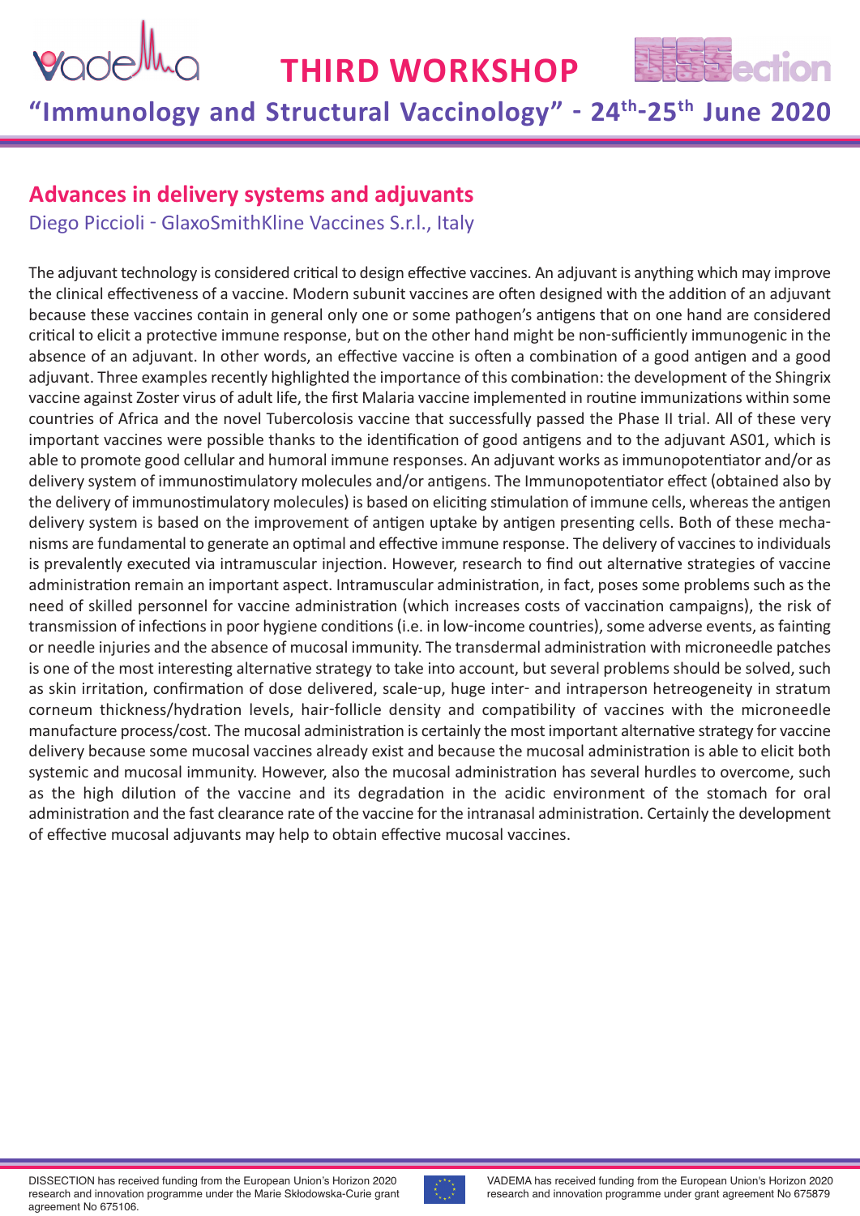## Advances in delivery systems and adjuvants

Diego Piccioli - GlaxoSmithKline Vaccines S.r.l., Italy

The adjuvant technology is considered critical to design effective vaccines. An adjuvant is anything which may improve the clinical effectiveness of a vaccine. Modern subunit vaccines are often designed with the addition of an adjuvant because these vaccines contain in general only one or some pathogen's antigens that on one hand are considered critical to elicit a protective immune response, but on the other hand might be non-sufficiently immunogenic in the absence of an adjuvant. In other words, an effective vaccine is often a combination of a good antigen and a good adjuvant. Three examples recently highlighted the importance of this combination: the development of the Shingrix vaccine against Zoster virus of adult life, the first Malaria vaccine implemented in routine immunizations within some countries of Africa and the novel Tubercolosis vaccine that successfully passed the Phase II trial. All of these very important vaccines were possible thanks to the identification of good antigens and to the adjuvant AS01, which is able to promote good cellular and humoral immune responses. An adjuvant works as immunopotentiator and/or as delivery system of immunostimulatory molecules and/or antigens. The Immunopotentiator effect (obtained also by the delivery of immunostimulatory molecules) is based on eliciting stimulation of immune cells, whereas the antigen delivery system is based on the improvement of antigen uptake by antigen presenting cells. Both of these mechanisms are fundamental to generate an optimal and effective immune response. The delivery of vaccines to individuals is prevalently executed via intramuscular injection. However, research to find out alternative strategies of vaccine administration remain an important aspect. Intramuscular administration, in fact, poses some problems such as the need of skilled personnel for vaccine administration (which increases costs of vaccination campaigns), the risk of transmission of infections in poor hygiene conditions (i.e. in low-income countries), some adverse events, as fainting or needle injuries and the absence of mucosal immunity. The transdermal administration with microneedle patches is one of the most interesting alternative strategy to take into account, but several problems should be solved, such as skin irritation, confirmation of dose delivered, scale-up, huge inter- and intraperson hetreogeneity in stratum corneum thickness/hydration levels, hair-follicle density and compatibility of vaccines with the microneedle manufacture process/cost. The mucosal administration is certainly the most important alternative strategy for vaccine delivery because some mucosal vaccines already exist and because the mucosal administration is able to elicit both systemic and mucosal immunity. However, also the mucosal administration has several hurdles to overcome, such as the high dilution of the vaccine and its degradation in the acidic environment of the stomach for oral administration and the fast clearance rate of the vaccine for the intranasal administration. Certainly the development of effective mucosal adjuvants may help to obtain effective mucosal vaccines.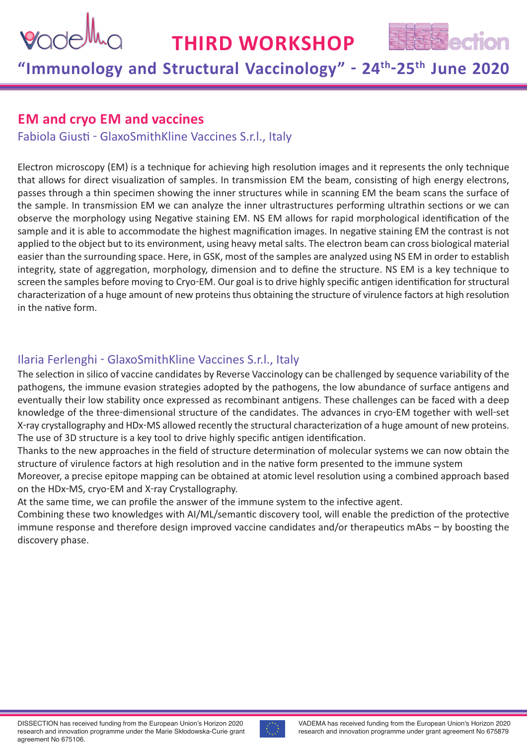## EM and cryo EM and vaccines

Fabiola Giusti - GlaxoSmithKline Vaccines S.r.l., Italy

Electron microscopy (EM) is a technique for achieving high resolution images and it represents the only technique that allows for direct visualization of samples. In transmission EM the beam, consisting of high energy electrons, passes through a thin specimen showing the inner structures while in scanning EM the beam scans the surface of the sample. In transmission EM we can analyze the inner ultrastructures performing ultrathin sections or we can observe the morphology using Negative staining EM. NS EM allows for rapid morphological identification of the sample and it is able to accommodate the highest magnification images. In negative staining EM the contrast is not applied to the object but to its environment, using heavy metal salts. The electron beam can cross biological material easier than the surrounding space. Here, in GSK, most of the samples are analyzed using NS EM in order to establish integrity, state of aggregation, morphology, dimension and to define the structure. NS EM is a key technique to screen the samples before moving to Cryo-EM. Our goal is to drive highly specific antigen identification for structural characterization of a huge amount of new proteins thus obtaining the structure of virulence factors at high resolution in the native form.

Ilaria Ferlenghi - GlaxoSmithKline Vaccines S.r.l., Italy

The selection in silico of vaccine candidates by Reverse Vaccinology can be challenged by sequence variability of the pathogens, the immune evasion strategies adopted by the pathogens, the low abundance of surface antigens and eventually their low stability once expressed as recombinant antigens. These challenges can be faced with a deep knowledge of the three-dimensional structure of the candidates. The advances in cryo-EM together with well-set X-ray crystallography and HDx-MS allowed recently the structural characterization of a huge amount of new proteins. The use of 3D structure is a key tool to drive highly specific antigen identification.

Thanks to the new approaches in the field of structure determination of molecular systems we can now obtain the structure of virulence factors at high resolution and in the native form presented to the immune system

Moreover, a precise epitope mapping can be obtained at atomic level resolution using a combined approach based on the HDx-MS, cryo-EM and X-ray Crystallography.

At the same time, we can profile the answer of the immune system to the infective agent.

Combining these two knowledges with AI/ML/semantic discovery tool, will enable the prediction of the protective immune response and therefore design improved vaccine candidates and/or therapeutics mAbs – by boosting the discovery phase.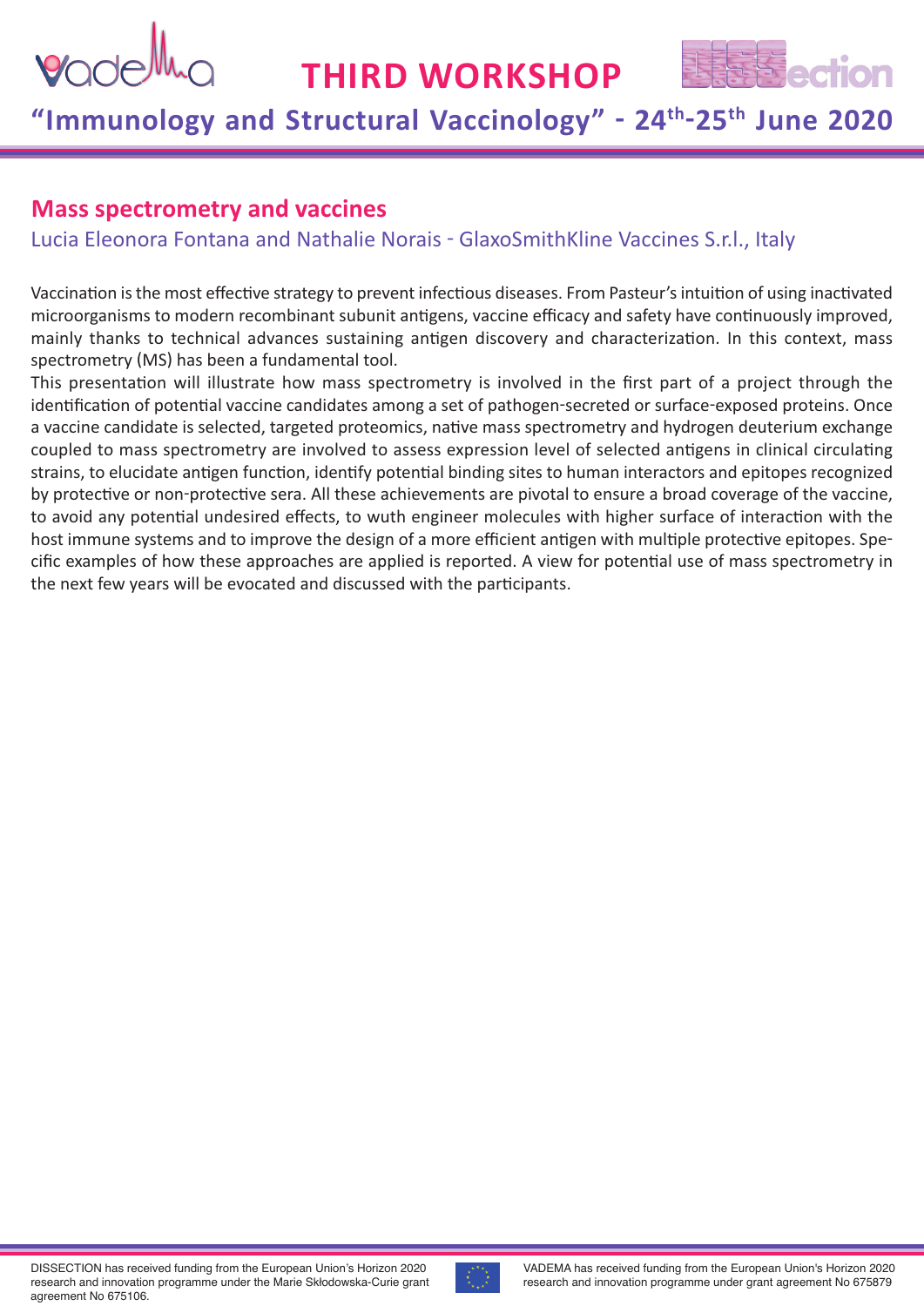## Mass spectrometry and vaccines

Lucia Eleonora Fontana and Nathalie Norais - GlaxoSmithKline Vaccines S.r.l., Italy

Vaccination is the most effective strategy to prevent infectious diseases. From Pasteur's intuition of using inactivated microorganisms to modern recombinant subunit antigens, vaccine efficacy and safety have continuously improved, mainly thanks to technical advances sustaining antigen discovery and characterization. In this context, mass spectrometry (MS) has been a fundamental tool.

This presentation will illustrate how mass spectrometry is involved in the first part of a project through the identification of potential vaccine candidates among a set of pathogen-secreted or surface-exposed proteins. Once a vaccine candidate is selected, targeted proteomics, native mass spectrometry and hydrogen deuterium exchange coupled to mass spectrometry are involved to assess expression level of selected antigens in clinical circulating strains, to elucidate antigen function, identify potential binding sites to human interactors and epitopes recognized by protective or non-protective sera. All these achievements are pivotal to ensure a broad coverage of the vaccine, to avoid any potential undesired effects, to wuth engineer molecules with higher surface of interaction with the host immune systems and to improve the design of a more efficient antigen with multiple protective epitopes. Specific examples of how these approaches are applied is reported. A view for potential use of mass spectrometry in the next few years will be evocated and discussed with the participants.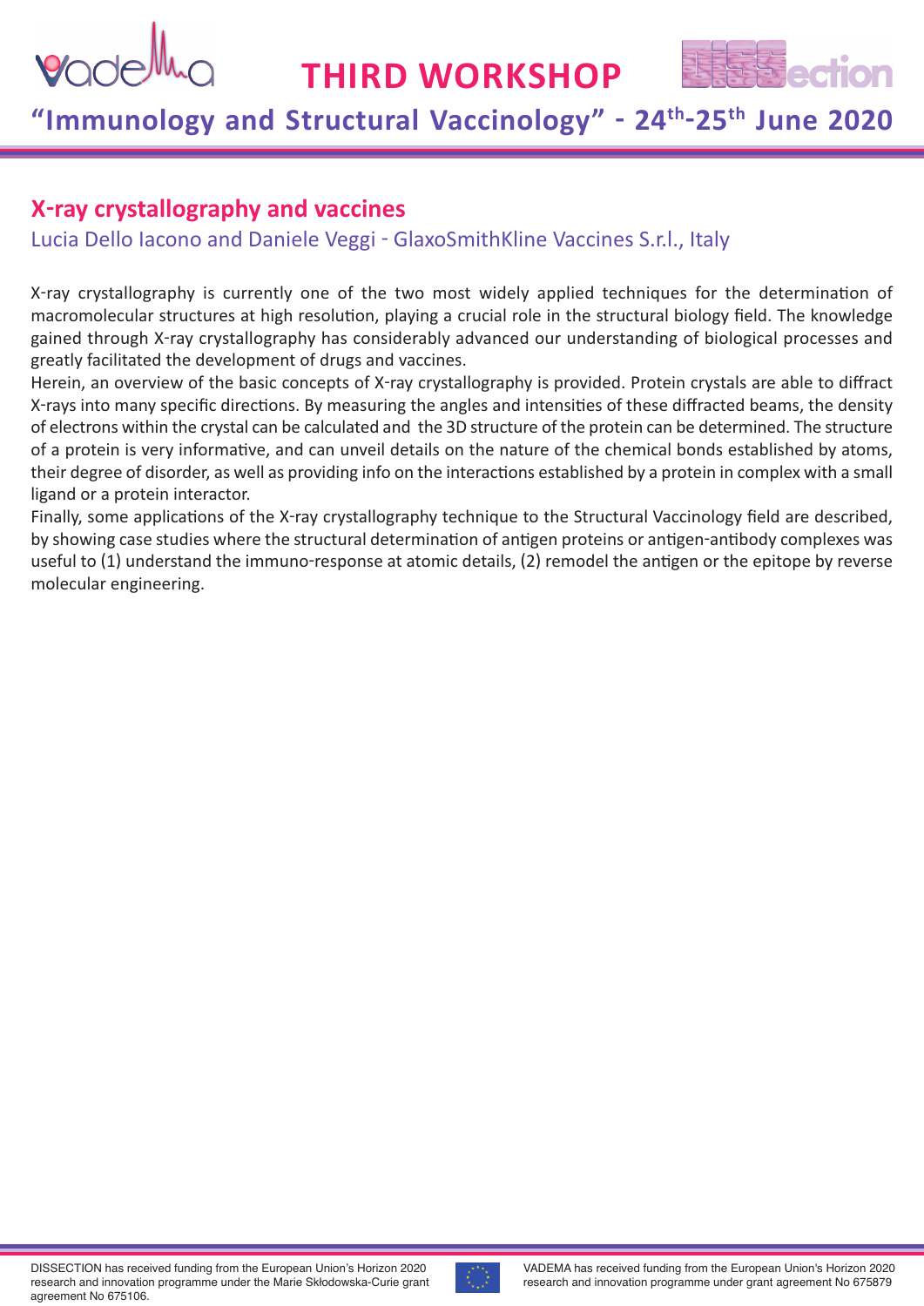## X-ray crystallography and vaccines

Lucia Dello Iacono and Daniele Veggi - GlaxoSmithKline Vaccines S.r.l., Italy

X-ray crystallography is currently one of the two most widely applied techniques for the determination of macromolecular structures at high resolution, playing a crucial role in the structural biology field. The knowledge gained through X-ray crystallography has considerably advanced our understanding of biological processes and greatly facilitated the development of drugs and vaccines.

Herein, an overview of the basic concepts of X-ray crystallography is provided. Protein crystals are able to diffract X-rays into many specific directions. By measuring the angles and intensities of these diffracted beams, the density of electrons within the crystal can be calculated and the 3D structure of the protein can be determined. The structure of a protein is very informative, and can unveil details on the nature of the chemical bonds established by atoms, their degree of disorder, as well as providing info on the interactions established by a protein in complex with a small ligand or a protein interactor.

Finally, some applications of the X-ray crystallography technique to the Structural Vaccinology field are described, by showing case studies where the structural determination of antigen proteins or antigen-antibody complexes was useful to (1) understand the immuno-response at atomic details, (2) remodel the antigen or the epitope by reverse molecular engineering.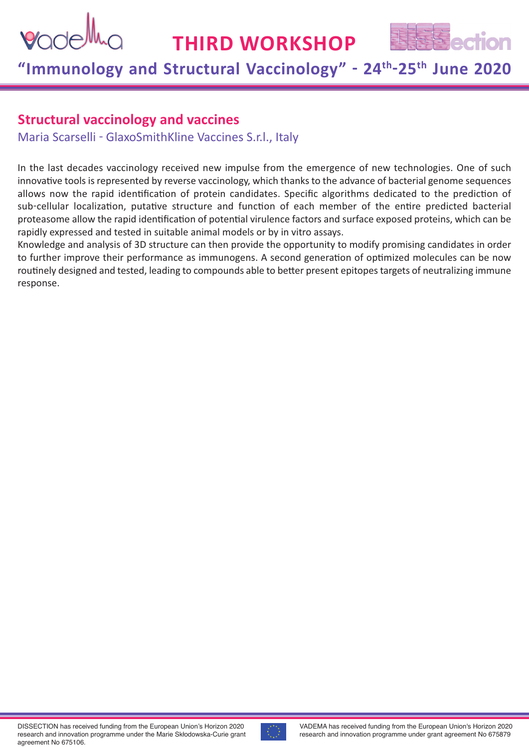## Structural vaccinology and vaccines

Maria Scarselli - GlaxoSmithKline Vaccines S.r.l., Italy

In the last decades vaccinology received new impulse from the emergence of new technologies. One of such innovative tools is represented by reverse vaccinology, which thanks to the advance of bacterial genome sequences allows now the rapid identification of protein candidates. Specific algorithms dedicated to the prediction of sub-cellular localization, putative structure and function of each member of the entire predicted bacterial proteasome allow the rapid identification of potential virulence factors and surface exposed proteins, which can be rapidly expressed and tested in suitable animal models or by in vitro assays.

Knowledge and analysis of 3D structure can then provide the opportunity to modify promising candidates in order to further improve their performance as immunogens. A second generation of optimized molecules can be now routinely designed and tested, leading to compounds able to better present epitopes targets of neutralizing immune response.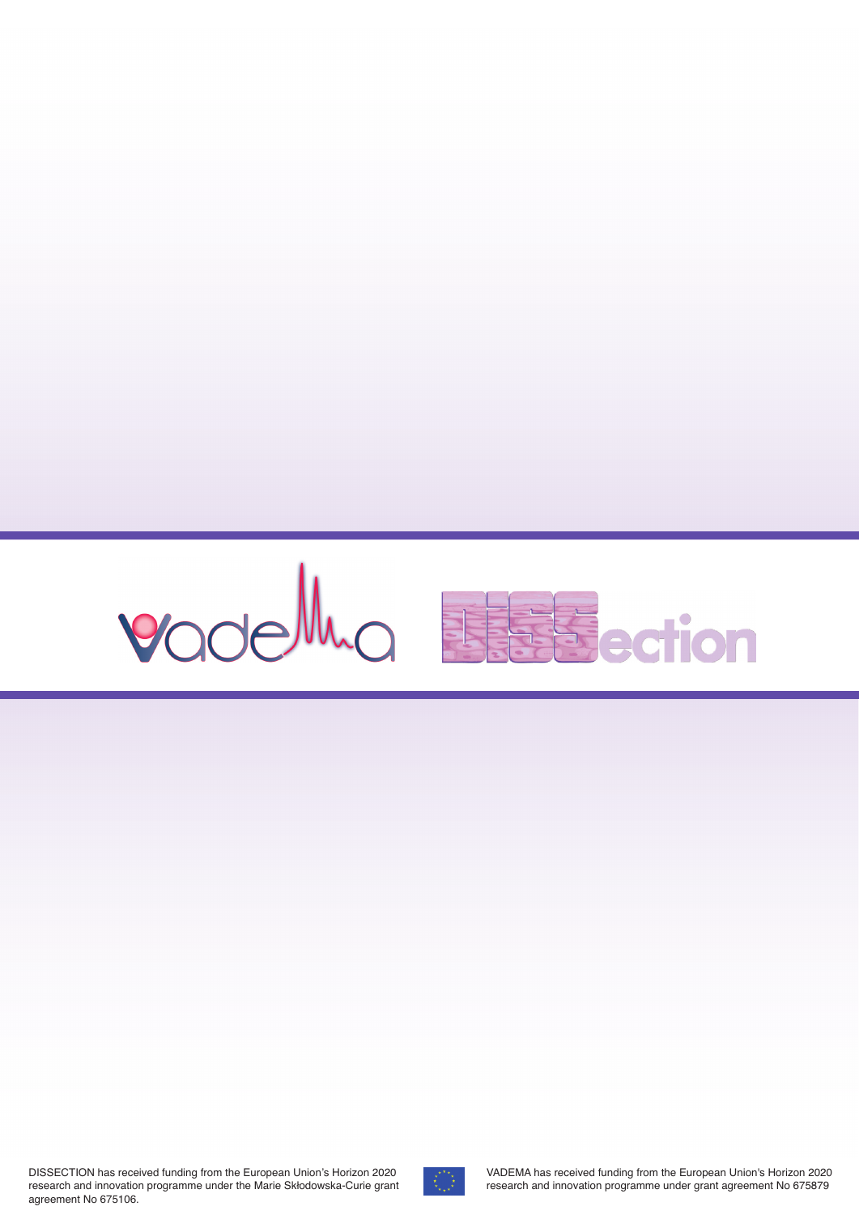DISSECTION has received funding from the European Union's Horizon 2020 research and innovation programme under the Marie Skłodowska-Curie grant agreement No 675106.

VADEMA has received funding from the European Union's Horizon 2020 research and innovation programme under grant agreement No 675879